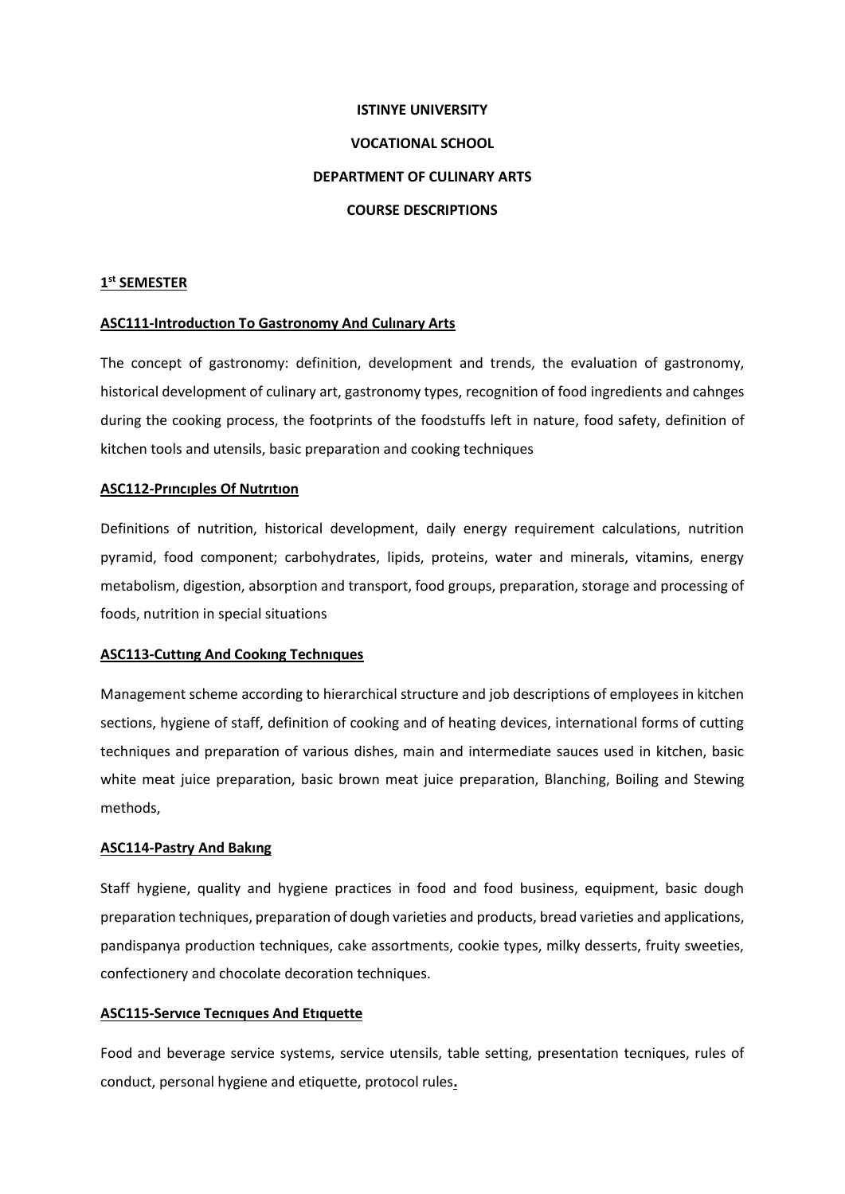**ISTINYE UNIVERSITY**

**VOCATIONAL SCHOOL**

**DEPARTMENT OF CULINARY ARTS**

**COURSE DESCRIPTIONS**

## 1st SEMESTER

### ASC111-Introductıon To Gastronomy And Culınary Arts

The concept of gastronomy: definition, development and trends, the evaluation of gastronomy, historical development of culinary art, gastronomy types, recognition of food ingredients and cahnges during the cooking process, the footprints of the foodstuffs left in nature, food safety, definition of kitchen tools and utensils, basic preparation and cooking techniques

### ASC112-Prıncıples Of Nutrıtıon

Definitions of nutrition, historical development, daily energy requirement calculations, nutrition pyramid, food component; carbohydrates, lipids, proteins, water and minerals, vitamins, energy metabolism, digestion, absorption and transport, food groups, preparation, storage and processing of foods, nutrition in special situations

### ASC113-Cuttıng And Cookıng Technıques

Management scheme according to hierarchical structure and job descriptions of employees in kitchen sections, hygiene of staff, definition of cooking and of heating devices, international forms of cutting techniques and preparation of various dishes, main and intermediate sauces used in kitchen, basic white meat juice preparation, basic brown meat juice preparation, Blanching, Boiling and Stewing methods,

### ASC114-Pastry And Bakıng

Staff hygiene, quality and hygiene practices in food and food business, equipment, basic dough preparation techniques, preparation of dough varieties and products, bread varieties and applications, pandispanya production techniques, cake assortments, cookie types, milky desserts, fruity sweeties, confectionery and chocolate decoration techniques.

### ASC115-Servıce Tecnıques And Etıquette

Food and beverage service systems, service utensils, table setting, presentation tecniques, rules of conduct, personal hygiene and etiquette, protocol rules.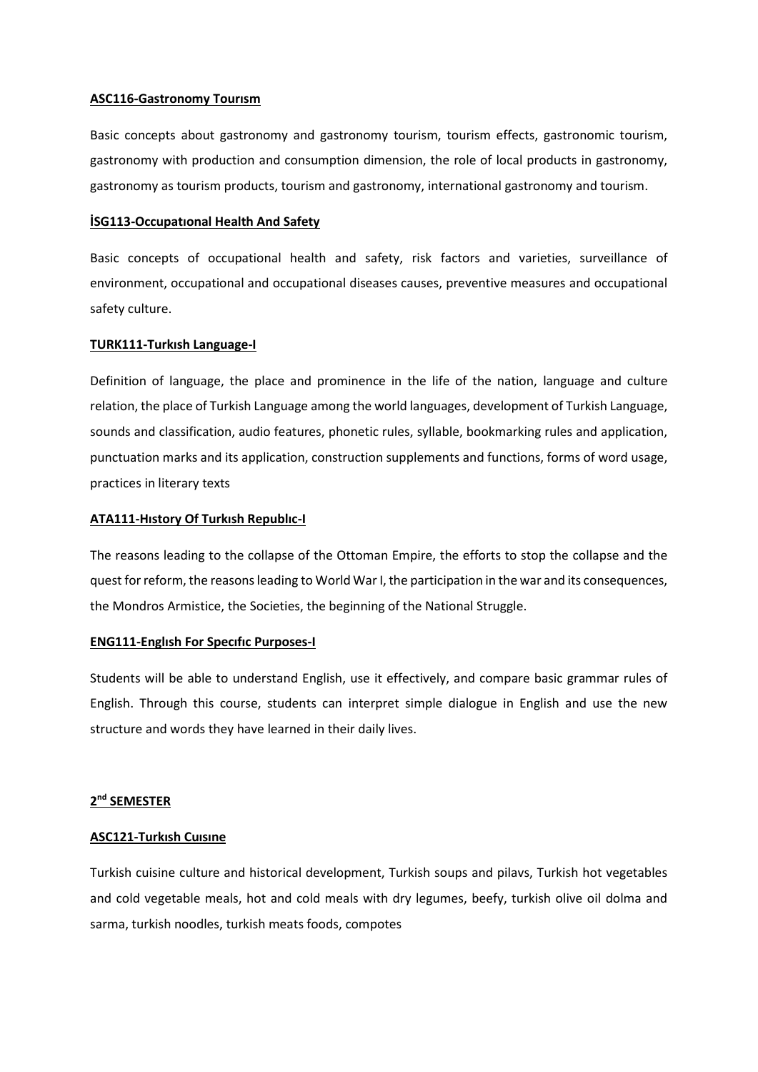**ASC116-Gastronomy Tourısm**

Basic concepts about gastronomy and gastronomy tourism, tourism effects, gastronomic tourism, gastronomy with production and consumption dimension, the role of local products in gastronomy, gastronomy as tourism products, tourism and gastronomy, international gastronomy and tourism.

**İSG113-Occupatıonal Health And Safety**

Basic concepts of occupational health and safety, risk factors and varieties, surveillance of environment, occupational and occupational diseases causes, preventive measures and occupational safety culture.

**TURK111-Turkısh Language-I**

Definition of language, the place and prominence in the life of the nation, language and culture relation, the place of Turkish Language among the world languages, development of Turkish Language, sounds and classification, audio features, phonetic rules, syllable, bookmarking rules and application, punctuation marks and its application, construction supplements and functions, forms of word usage, practices in literary texts

**ATA111-Hıstory Of Turkısh Republıc-I**

The reasons leading to the collapse of the Ottoman Empire, the efforts to stop the collapse and the quest for reform, the reasons leading to World War I, the participation in the war and its consequences, the Mondros Armistice, the Societies, the beginning of the National Struggle.

**ENG111-Englısh For Specıfıc Purposes-I**

Students will be able to understand English, use it effectively, and compare basic grammar rules of English. Through this course, students can interpret simple dialogue in English and use the new structure and words they have learned in their daily lives.

## 2nd SEMESTER

**ASC121-Turkısh Cuısıne**

Turkish cuisine culture and historical development, Turkish soups and pilavs, Turkish hot vegetables and cold vegetable meals, hot and cold meals with dry legumes, beefy, turkish olive oil dolma and sarma, turkish noodles, turkish meats foods, compotes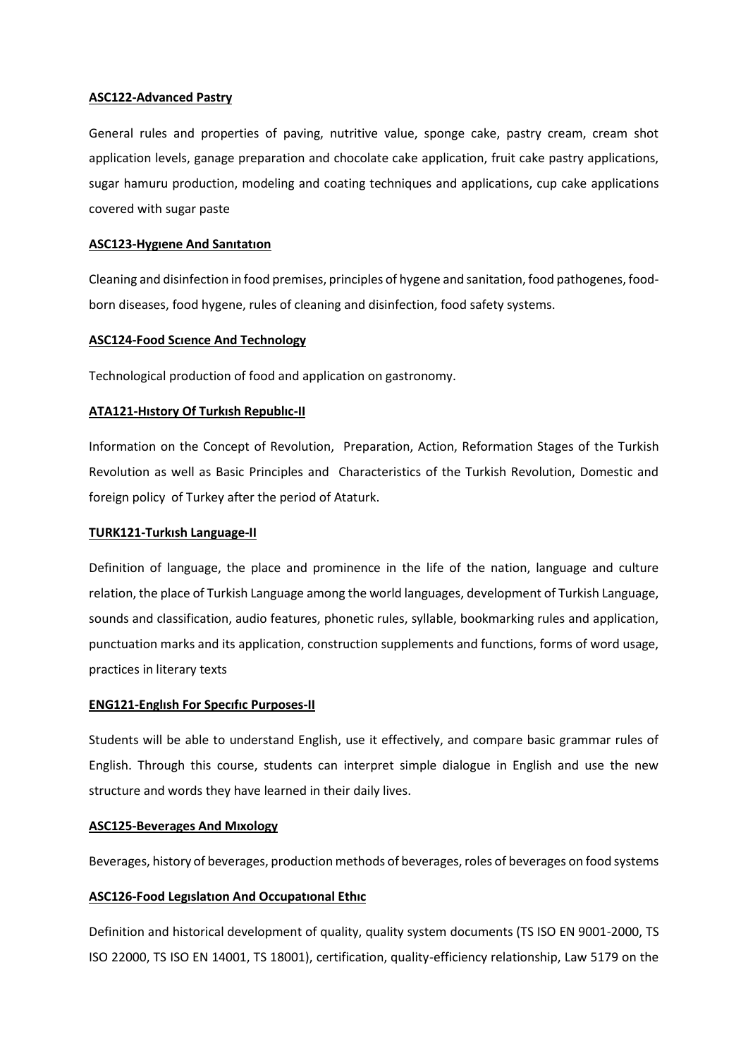**ASC122-Advanced Pastry**

General rules and properties of paving, nutritive value, sponge cake, pastry cream, cream shot application levels, ganage preparation and chocolate cake application, fruit cake pastry applications, sugar hamuru production, modeling and coating techniques and applications, cup cake applications covered with sugar paste

**ASC123-Hygıene And Sanıtatıon**

Cleaning and disinfection in food premises, principles of hygene and sanitation, food pathogenes, food-born diseases, food hygene, rules of cleaning and disinfection, food safety systems.

**ASC124-Food Scıence And Technology**

Technological production of food and application on gastronomy.

**ATA121-Hıstory Of Turkısh Republıc-II**

Information on the Concept of Revolution, Preparation, Action, Reformation Stages of the Turkish Revolution as well as Basic Principles and Characteristics of the Turkish Revolution, Domestic and foreign policy of Turkey after the period of Ataturk.

**TURK121-Turkısh Language-II**

Definition of language, the place and prominence in the life of the nation, language and culture relation, the place of Turkish Language among the world languages, development of Turkish Language, sounds and classification, audio features, phonetic rules, syllable, bookmarking rules and application, punctuation marks and its application, construction supplements and functions, forms of word usage, practices in literary texts

**ENG121-Englısh For Specıfıc Purposes-II**

Students will be able to understand English, use it effectively, and compare basic grammar rules of English. Through this course, students can interpret simple dialogue in English and use the new structure and words they have learned in their daily lives.

**ASC125-Beverages And Mıxology**

Beverages, history of beverages, production methods of beverages, roles of beverages on food systems

**ASC126-Food Legıslatıon And Occupatıonal Ethıc**

Definition and historical development of quality, quality system documents (TS ISO EN 9001-2000, TS ISO 22000, TS ISO EN 14001, TS 18001), certification, quality-efficiency relationship, Law 5179 on the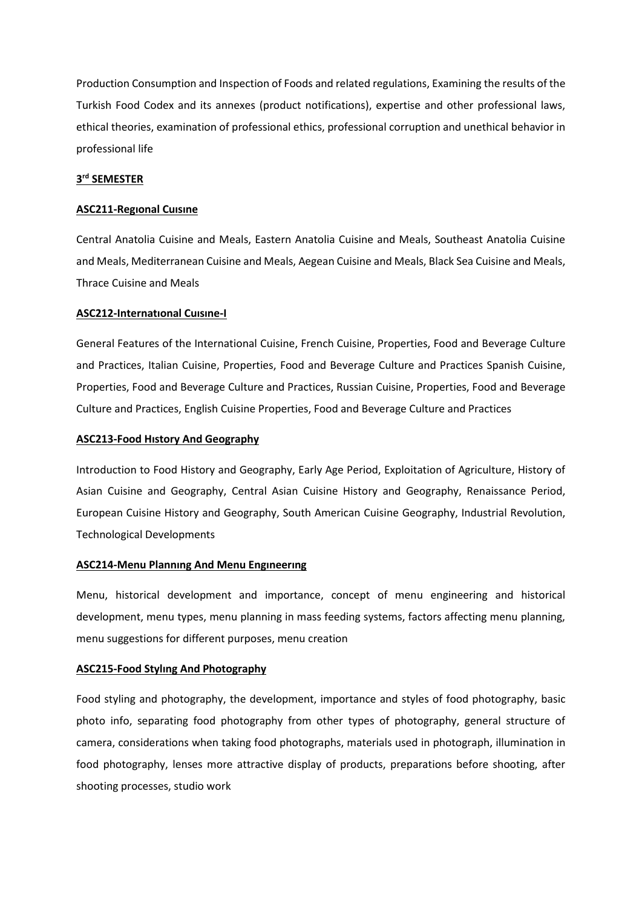Production Consumption and Inspection of Foods and related regulations, Examining the results of the Turkish Food Codex and its annexes (product notifications), expertise and other professional laws, ethical theories, examination of professional ethics, professional corruption and unethical behavior in professional life

**3rd SEMESTER**

**ASC211-Regıonal Cuısıne**

Central Anatolia Cuisine and Meals, Eastern Anatolia Cuisine and Meals, Southeast Anatolia Cuisine and Meals, Mediterranean Cuisine and Meals, Aegean Cuisine and Meals, Black Sea Cuisine and Meals, Thrace Cuisine and Meals

**ASC212-Internatıonal Cuısıne-I**

General Features of the International Cuisine, French Cuisine, Properties, Food and Beverage Culture and Practices, Italian Cuisine, Properties, Food and Beverage Culture and Practices Spanish Cuisine, Properties, Food and Beverage Culture and Practices, Russian Cuisine, Properties, Food and Beverage Culture and Practices, English Cuisine Properties, Food and Beverage Culture and Practices

**ASC213-Food Hıstory And Geography**

Introduction to Food History and Geography, Early Age Period, Exploitation of Agriculture, History of Asian Cuisine and Geography, Central Asian Cuisine History and Geography, Renaissance Period, European Cuisine History and Geography, South American Cuisine Geography, Industrial Revolution, Technological Developments

**ASC214-Menu Plannıng And Menu Engıneerıng**

Menu, historical development and importance, concept of menu engineering and historical development, menu types, menu planning in mass feeding systems, factors affecting menu planning, menu suggestions for different purposes, menu creation

**ASC215-Food Stylıng And Photography**

Food styling and photography, the development, importance and styles of food photography, basic photo info, separating food photography from other types of photography, general structure of camera, considerations when taking food photographs, materials used in photograph, illumination in food photography, lenses more attractive display of products, preparations before shooting, after shooting processes, studio work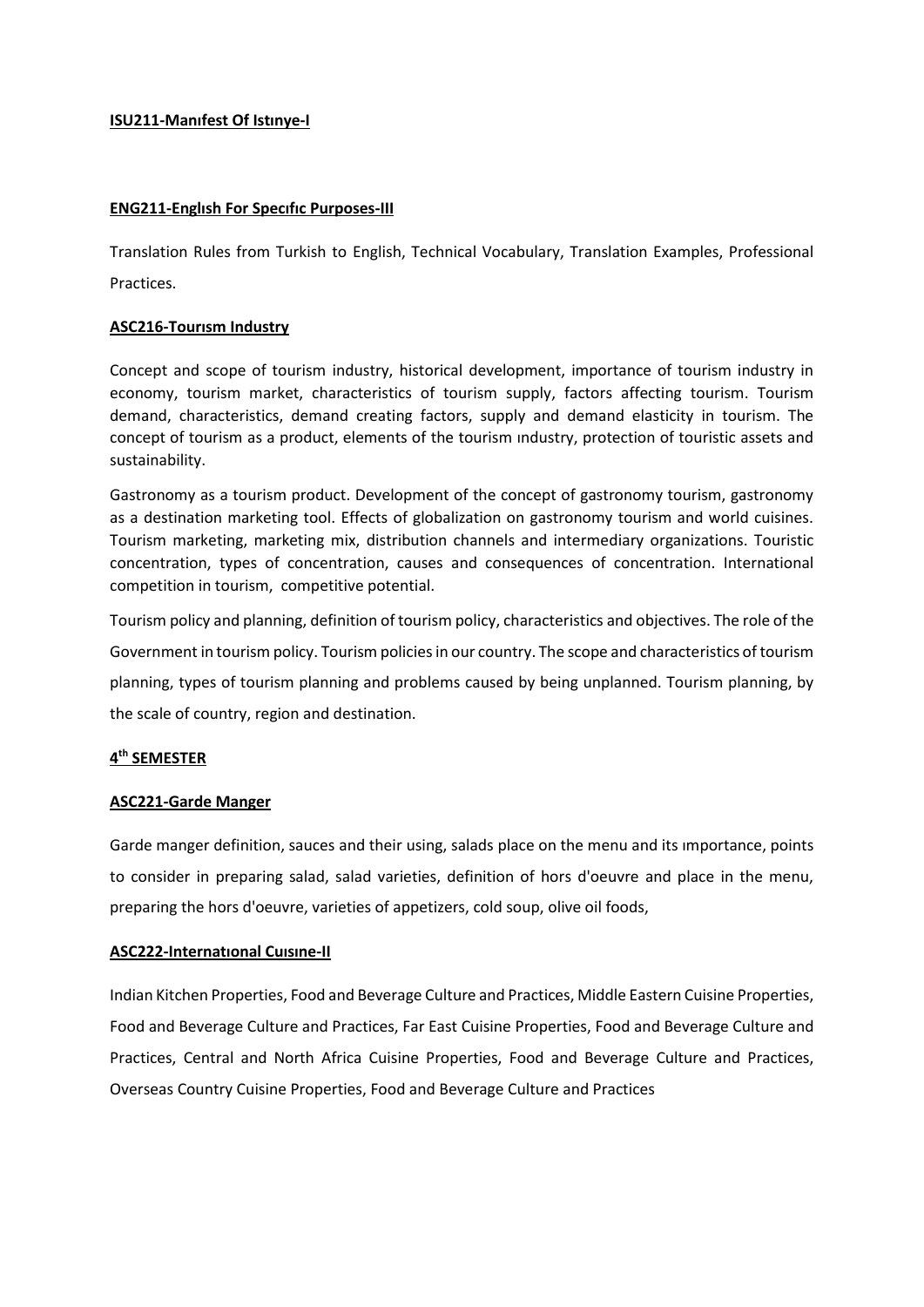**ISU211-Manıfest Of Istınye-I**

**ENG211-Englısh For Specıfıc Purposes-III**

Translation Rules from Turkish to English, Technical Vocabulary, Translation Examples, Professional Practices.

**ASC216-Tourısm Industry**

Concept and scope of tourism industry, historical development, importance of tourism industry in economy, tourism market, characteristics of tourism supply, factors affecting tourism. Tourism demand, characteristics, demand creating factors, supply and demand elasticity in tourism. The concept of tourism as a product, elements of the tourism ındustry, protection of touristic assets and sustainability.

Gastronomy as a tourism product. Development of the concept of gastronomy tourism, gastronomy as a destination marketing tool. Effects of globalization on gastronomy tourism and world cuisines. Tourism marketing, marketing mix, distribution channels and intermediary organizations. Touristic concentration, types of concentration, causes and consequences of concentration. International competition in tourism, competitive potential.

Tourism policy and planning, definition of tourism policy, characteristics and objectives. The role of the Government in tourism policy. Tourism policies in our country. The scope and characteristics of tourism planning, types of tourism planning and problems caused by being unplanned. Tourism planning, by the scale of country, region and destination.

## 4th SEMESTER

**ASC221-Garde Manger**

Garde manger definition, sauces and their using, salads place on the menu and its ımportance, points to consider in preparing salad, salad varieties, definition of hors d'oeuvre and place in the menu, preparing the hors d'oeuvre, varieties of appetizers, cold soup, olive oil foods,

**ASC222-Internatıonal Cuısıne-II**

Indian Kitchen Properties, Food and Beverage Culture and Practices, Middle Eastern Cuisine Properties, Food and Beverage Culture and Practices, Far East Cuisine Properties, Food and Beverage Culture and Practices, Central and North Africa Cuisine Properties, Food and Beverage Culture and Practices, Overseas Country Cuisine Properties, Food and Beverage Culture and Practices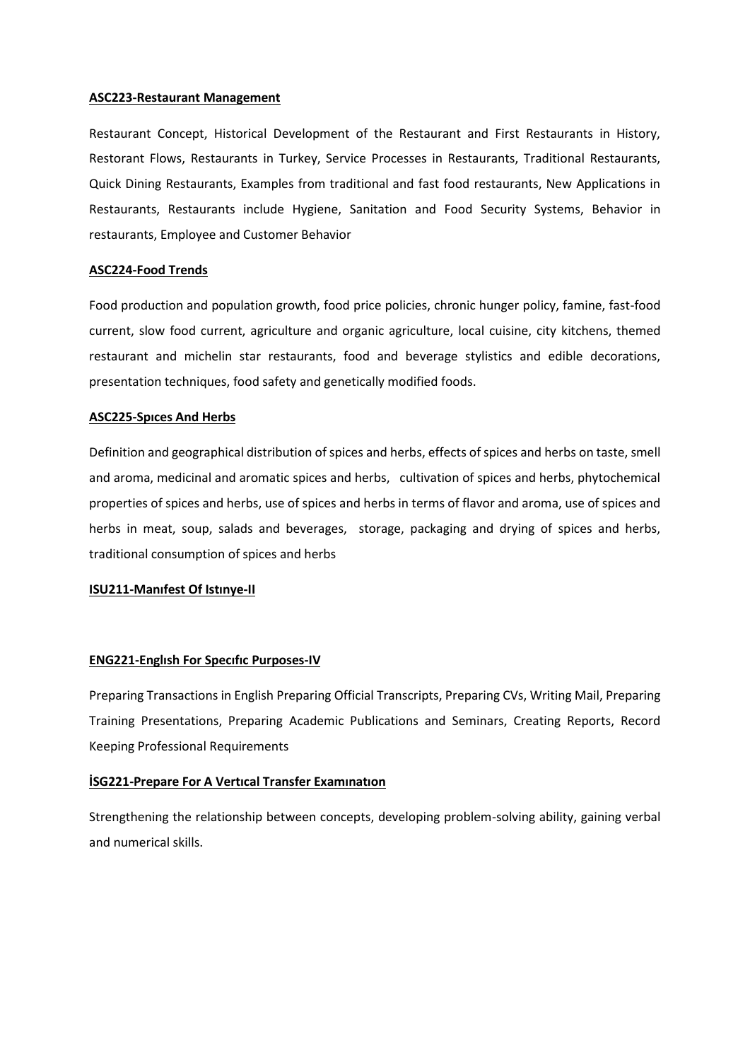**ASC223-Restaurant Management**

Restaurant Concept, Historical Development of the Restaurant and First Restaurants in History, Restorant Flows, Restaurants in Turkey, Service Processes in Restaurants, Traditional Restaurants, Quick Dining Restaurants, Examples from traditional and fast food restaurants, New Applications in Restaurants, Restaurants include Hygiene, Sanitation and Food Security Systems, Behavior in restaurants, Employee and Customer Behavior

**ASC224-Food Trends**

Food production and population growth, food price policies, chronic hunger policy, famine, fast-food current, slow food current, agriculture and organic agriculture, local cuisine, city kitchens, themed restaurant and michelin star restaurants, food and beverage stylistics and edible decorations, presentation techniques, food safety and genetically modified foods.

**ASC225-Spıces And Herbs**

Definition and geographical distribution of spices and herbs, effects of spices and herbs on taste, smell and aroma, medicinal and aromatic spices and herbs, cultivation of spices and herbs, phytochemical properties of spices and herbs, use of spices and herbs in terms of flavor and aroma, use of spices and herbs in meat, soup, salads and beverages, storage, packaging and drying of spices and herbs, traditional consumption of spices and herbs

**ISU211-Manıfest Of Istınye-II**

**ENG221-Englısh For Specıfıc Purposes-IV**

Preparing Transactions in English Preparing Official Transcripts, Preparing CVs, Writing Mail, Preparing Training Presentations, Preparing Academic Publications and Seminars, Creating Reports, Record Keeping Professional Requirements

**İSG221-Prepare For A Vertıcal Transfer Examınatıon**

Strengthening the relationship between concepts, developing problem-solving ability, gaining verbal and numerical skills.